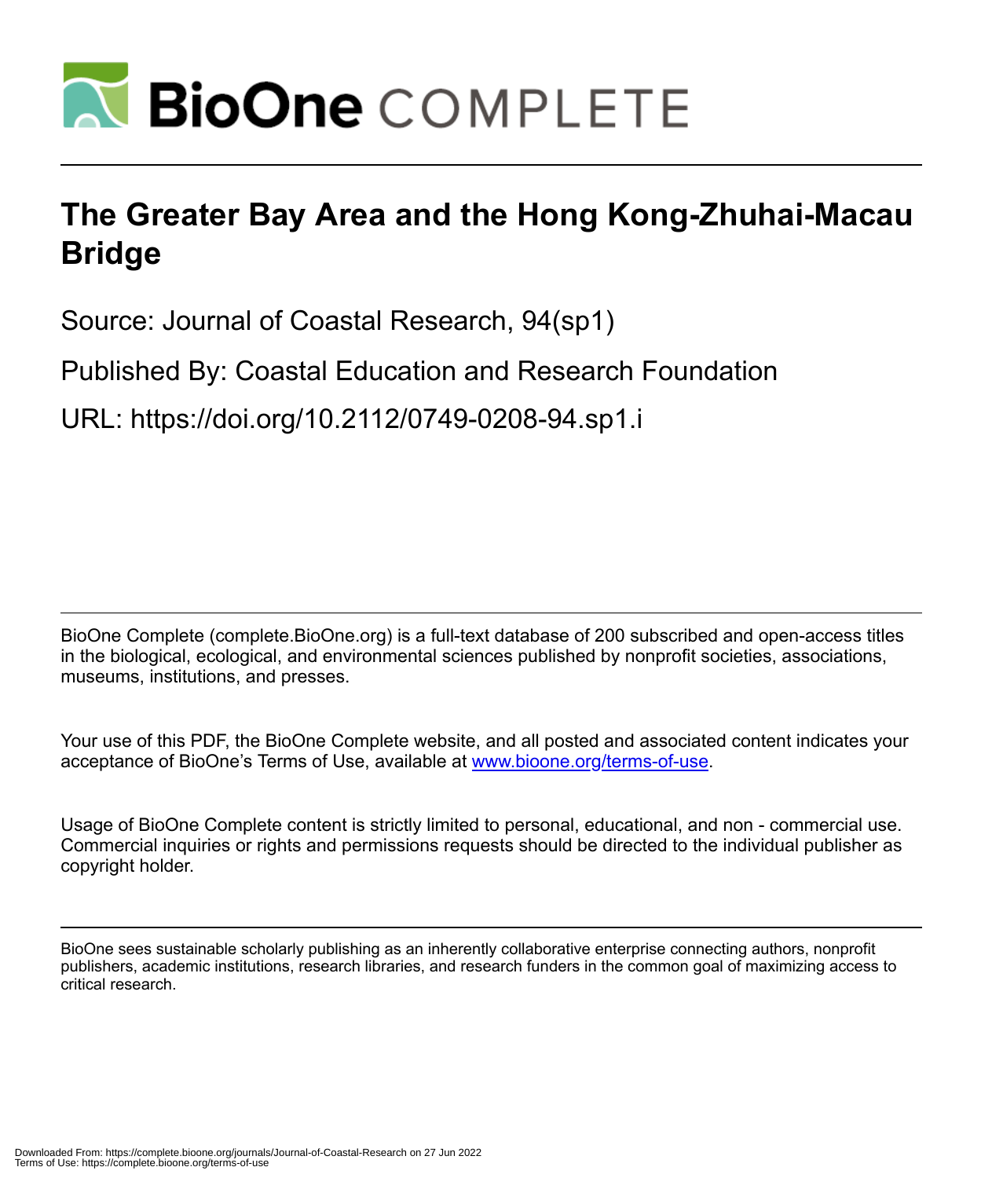# The Greater Bay Area and the Hong Kong-Zhuhai-Macau Bridge

Source: Journal of Coastal Research, 94(sp1)

Published By: Coastal Education and Research Foundation

URL: https://doi.org/10.2112/0749-0208-94.sp1.i

BioOne Complete (complete.BioOne.org) is a full-text database of 200 subscribed and open-access titles in the biological, ecological, and environmental sciences published by nonprofit societies, associations, museums, institutions, and presses.

Your use of this PDF, the BioOne Complete website, and all posted and associated content indicates your acceptance of BioOne's Terms of Use, available at www.bioone.org/terms-of-use.

Usage of BioOne Complete content is strictly limited to personal, educational, and non - commercial use. Commercial inquiries or rights and permissions requests should be directed to the individual publisher as copyright holder.

BioOne sees sustainable scholarly publishing as an inherently collaborative enterprise connecting authors, nonprofit publishers, academic institutions, research libraries, and research funders in the common goal of maximizing access to critical research.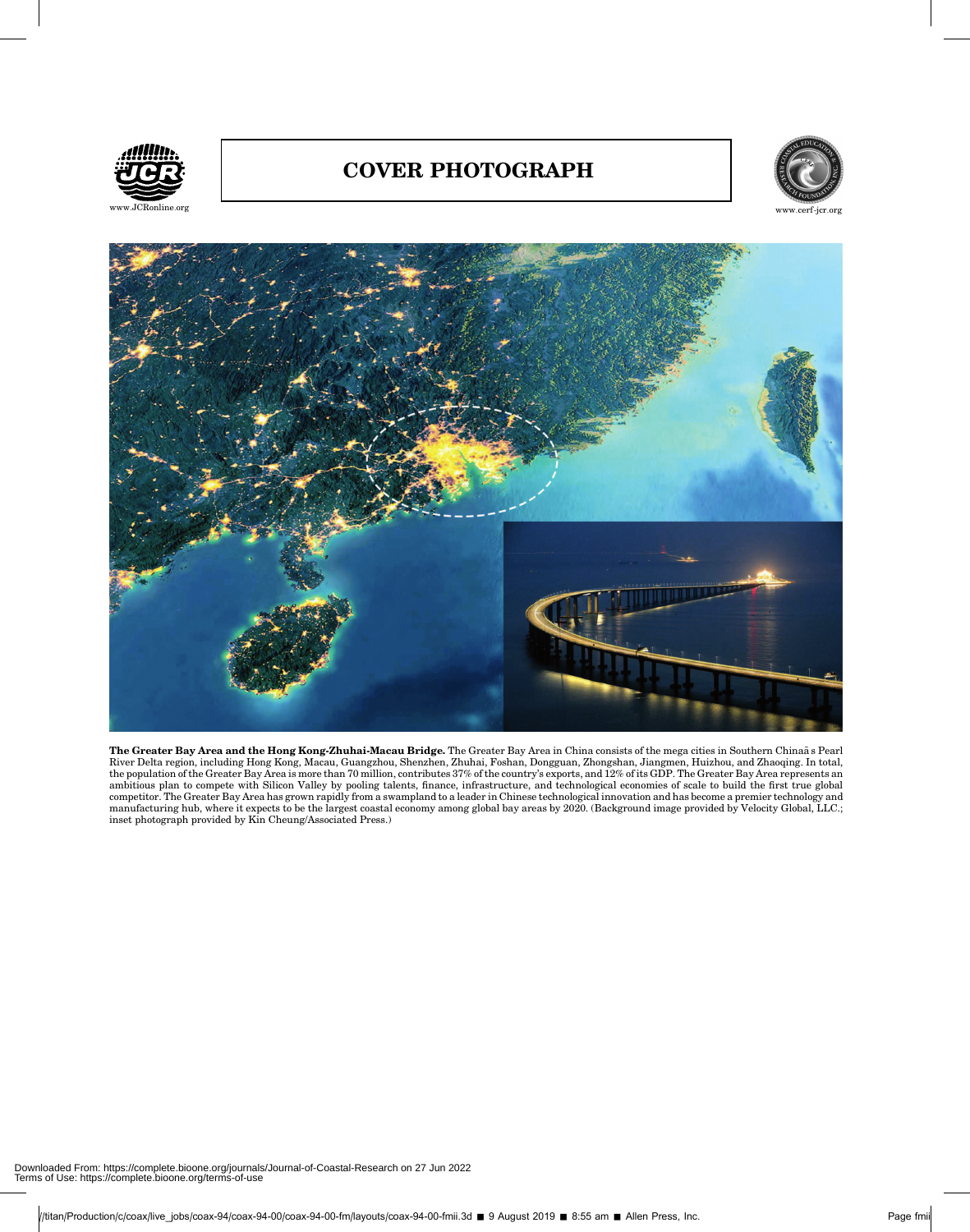# COVER PHOTOGRAPH

**The Greater Bay Area and the Hong Kong-Zhuhai-Macau Bridge.** The Greater Bay Area in China consists of the mega cities in Southern Chinaā s Pearl River Delta region, including Hong Kong, Macau, Guangzhou, Shenzhen, Zhuhai, Foshan, Dongguan, Zhongshan, Jiangmen, Huizhou, and Zhaoqing. In total, the population of the Greater Bay Area is more than 70 million, contributes 37% of the country's exports, and 12% of its GDP. The Greater Bay Area represents an ambitious plan to compete with Silicon Valley by pooling talents, finance, infrastructure, and technological economies of scale to build the first true global competitor. The Greater Bay Area has grown rapidly from a swampland to a leader in Chinese technological innovation and has become a premier technology and manufacturing hub, where it expects to be the largest coastal economy among global bay areas by 2020. (Background image provided by Velocity Global, LLC.; inset photograph provided by Kin Cheung/Associated Press.)